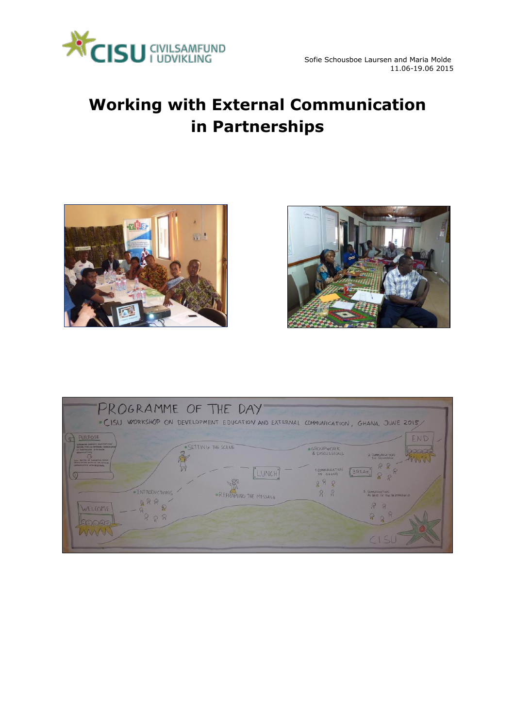Sofie Schousboe Laursen and Maria Molde
11.06-19.06 2015

# Working with External Communication in Partnerships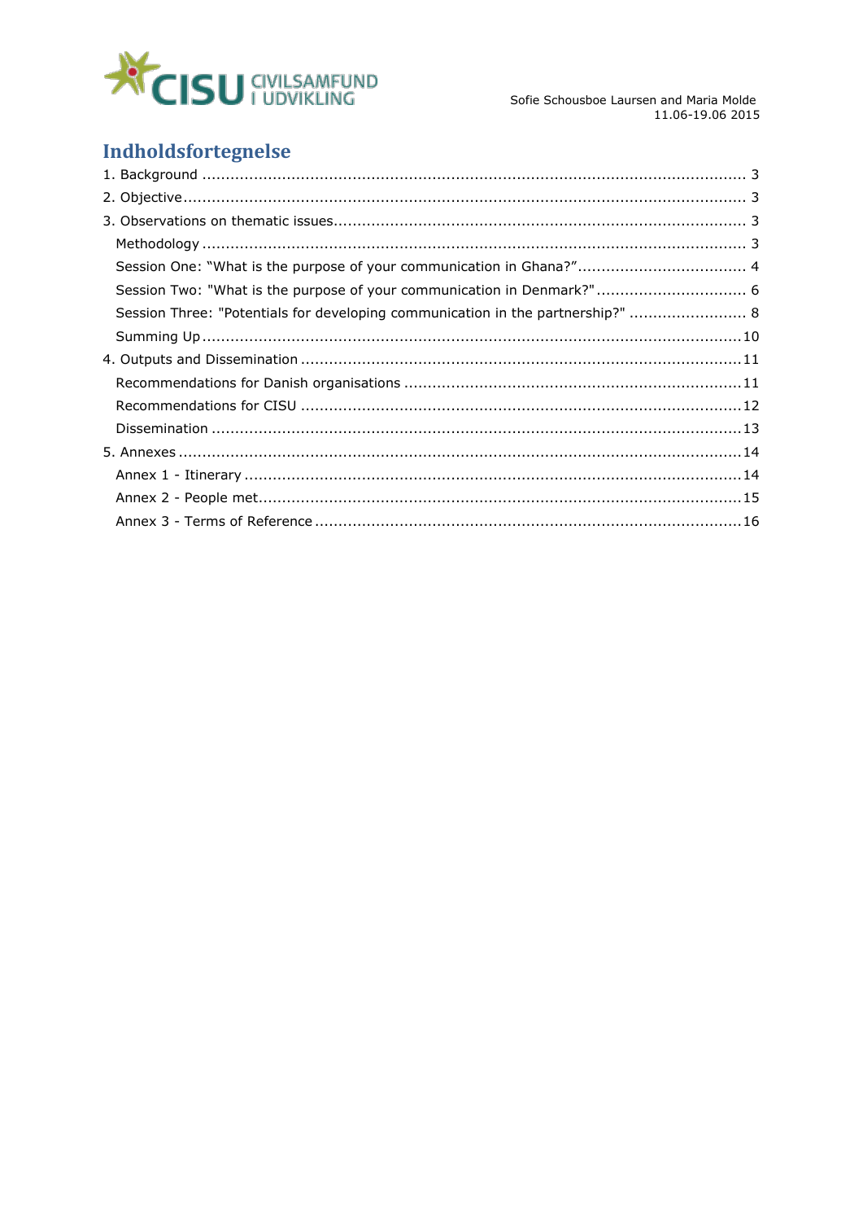Sofie Schousboe Laursen and Maria Molde
11.06-19.06 2015

# Indholdsfortegnelse

1. Background .................................................................................................................... 3
2. Objective........................................................................................................................ 3
3. Observations on thematic issues....................................................................................... 3
   - Methodology .................................................................................................................. 3
   - Session One: "What is the purpose of your communication in Ghana?" .................................... 4
   - Session Two: "What is the purpose of your communication in Denmark?" ................................ 6
   - Session Three: "Potentials for developing communication in the partnership?" ......................... 8
   - Summing Up .................................................................................................................. 10
4. Outputs and Dissemination ............................................................................................. 11
   - Recommendations for Danish organisations ....................................................................... 11
   - Recommendations for CISU ............................................................................................. 12
   - Dissemination ................................................................................................................ 13
5. Annexes ....................................................................................................................... 14
   - Annex 1 - Itinerary ......................................................................................................... 14
   - Annex 2 - People met...................................................................................................... 15
   - Annex 3 - Terms of Reference .......................................................................................... 16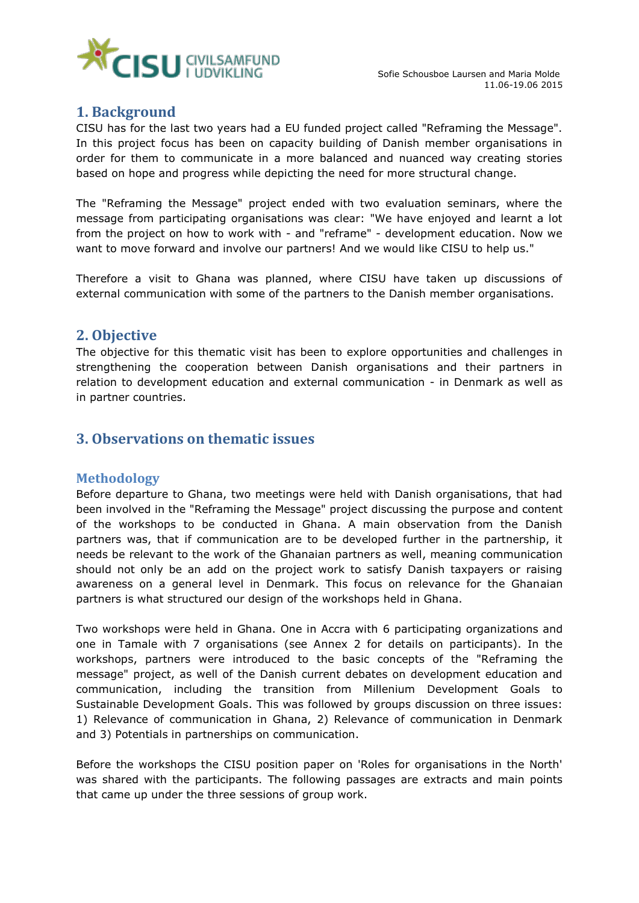## 1. Background

CISU has for the last two years had a EU funded project called "Reframing the Message". In this project focus has been on capacity building of Danish member organisations in order for them to communicate in a more balanced and nuanced way creating stories based on hope and progress while depicting the need for more structural change.

The "Reframing the Message" project ended with two evaluation seminars, where the message from participating organisations was clear: "We have enjoyed and learnt a lot from the project on how to work with - and "reframe" - development education. Now we want to move forward and involve our partners! And we would like CISU to help us."

Therefore a visit to Ghana was planned, where CISU have taken up discussions of external communication with some of the partners to the Danish member organisations.

## 2. Objective

The objective for this thematic visit has been to explore opportunities and challenges in strengthening the cooperation between Danish organisations and their partners in relation to development education and external communication - in Denmark as well as in partner countries.

## 3. Observations on thematic issues

### Methodology

Before departure to Ghana, two meetings were held with Danish organisations, that had been involved in the "Reframing the Message" project discussing the purpose and content of the workshops to be conducted in Ghana. A main observation from the Danish partners was, that if communication are to be developed further in the partnership, it needs be relevant to the work of the Ghanaian partners as well, meaning communication should not only be an add on the project work to satisfy Danish taxpayers or raising awareness on a general level in Denmark. This focus on relevance for the Ghanaian partners is what structured our design of the workshops held in Ghana.

Two workshops were held in Ghana. One in Accra with 6 participating organizations and one in Tamale with 7 organisations (see Annex 2 for details on participants). In the workshops, partners were introduced to the basic concepts of the "Reframing the message" project, as well of the Danish current debates on development education and communication, including the transition from Millenium Development Goals to Sustainable Development Goals. This was followed by groups discussion on three issues: 1) Relevance of communication in Ghana, 2) Relevance of communication in Denmark and 3) Potentials in partnerships on communication.

Before the workshops the CISU position paper on 'Roles for organisations in the North' was shared with the participants. The following passages are extracts and main points that came up under the three sessions of group work.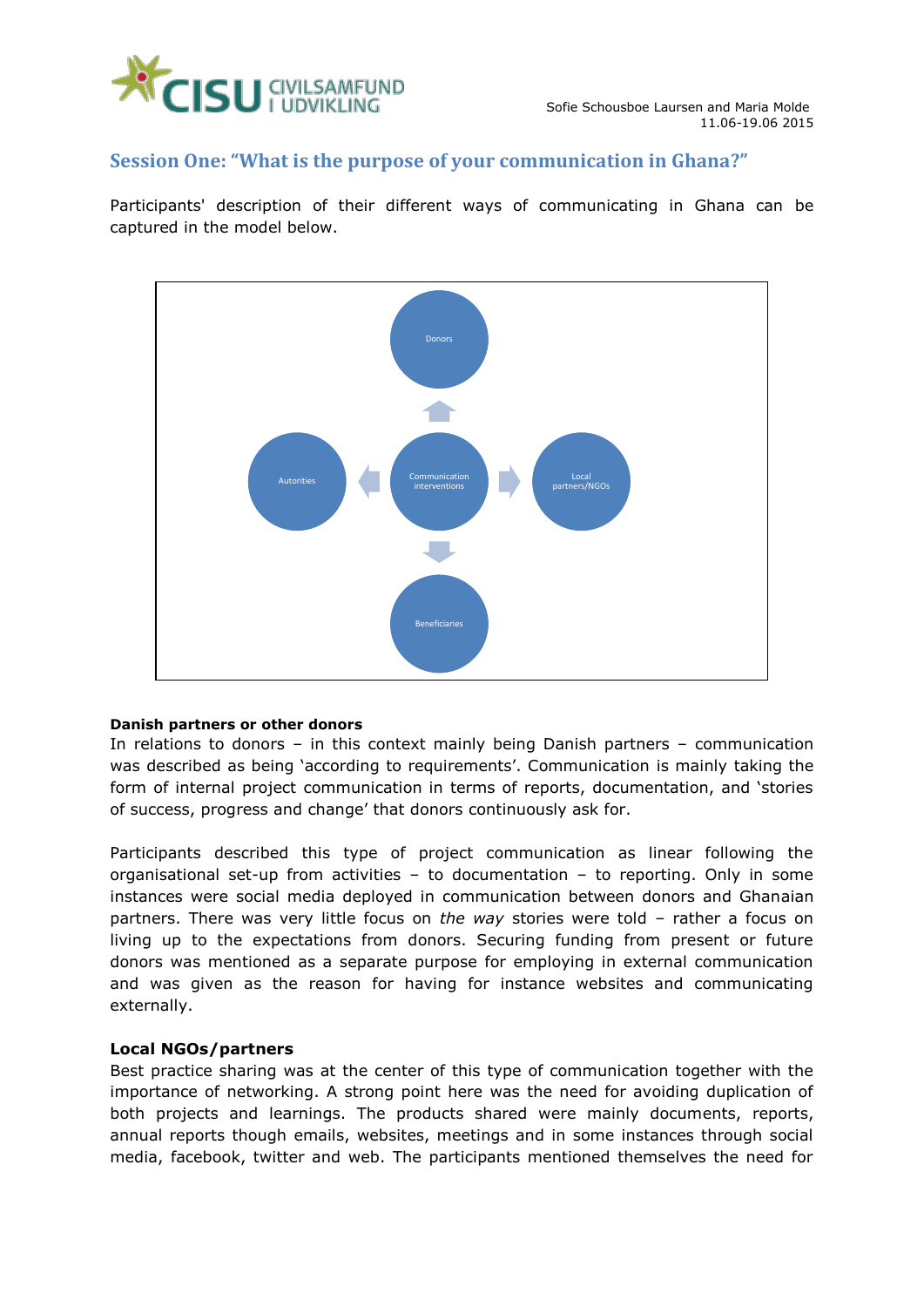## Session One: "What is the purpose of your communication in Ghana?"

Participants' description of their different ways of communicating in Ghana can be captured in the model below.

Donors

Autorities

Communication interventions

Local partners/NGOs

Beneficiaries

**Danish partners or other donors**

In relations to donors – in this context mainly being Danish partners – communication was described as being 'according to requirements'. Communication is mainly taking the form of internal project communication in terms of reports, documentation, and 'stories of success, progress and change' that donors continuously ask for.

Participants described this type of project communication as linear following the organisational set-up from activities – to documentation – to reporting. Only in some instances were social media deployed in communication between donors and Ghanaian partners. There was very little focus on *the way* stories were told – rather a focus on living up to the expectations from donors. Securing funding from present or future donors was mentioned as a separate purpose for employing in external communication and was given as the reason for having for instance websites and communicating externally.

**Local NGOs/partners**

Best practice sharing was at the center of this type of communication together with the importance of networking. A strong point here was the need for avoiding duplication of both projects and learnings. The products shared were mainly documents, reports, annual reports though emails, websites, meetings and in some instances through social media, facebook, twitter and web. The participants mentioned themselves the need for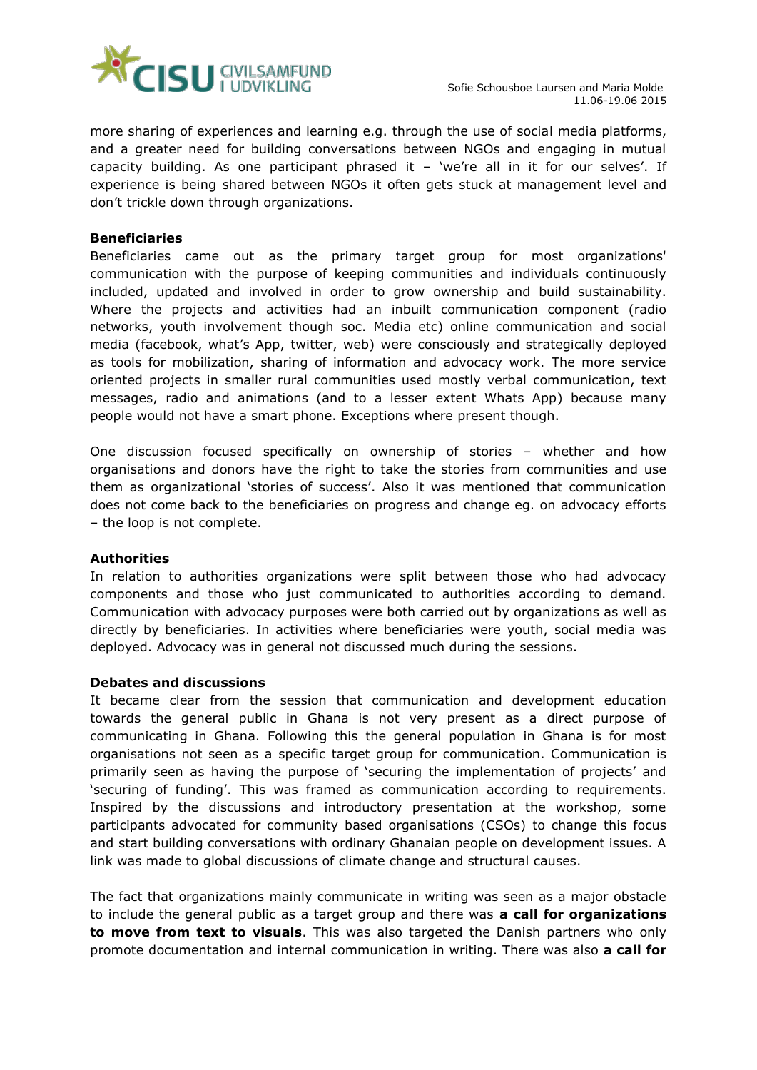more sharing of experiences and learning e.g. through the use of social media platforms, and a greater need for building conversations between NGOs and engaging in mutual capacity building. As one participant phrased it – 'we're all in it for our selves'. If experience is being shared between NGOs it often gets stuck at management level and don't trickle down through organizations.

**Beneficiaries**

Beneficiaries came out as the primary target group for most organizations' communication with the purpose of keeping communities and individuals continuously included, updated and involved in order to grow ownership and build sustainability. Where the projects and activities had an inbuilt communication component (radio networks, youth involvement though soc. Media etc) online communication and social media (facebook, what's App, twitter, web) were consciously and strategically deployed as tools for mobilization, sharing of information and advocacy work. The more service oriented projects in smaller rural communities used mostly verbal communication, text messages, radio and animations (and to a lesser extent Whats App) because many people would not have a smart phone. Exceptions where present though.

One discussion focused specifically on ownership of stories – whether and how organisations and donors have the right to take the stories from communities and use them as organizational 'stories of success'. Also it was mentioned that communication does not come back to the beneficiaries on progress and change eg. on advocacy efforts – the loop is not complete.

**Authorities**

In relation to authorities organizations were split between those who had advocacy components and those who just communicated to authorities according to demand. Communication with advocacy purposes were both carried out by organizations as well as directly by beneficiaries. In activities where beneficiaries were youth, social media was deployed. Advocacy was in general not discussed much during the sessions.

**Debates and discussions**

It became clear from the session that communication and development education towards the general public in Ghana is not very present as a direct purpose of communicating in Ghana. Following this the general population in Ghana is for most organisations not seen as a specific target group for communication. Communication is primarily seen as having the purpose of 'securing the implementation of projects' and 'securing of funding'. This was framed as communication according to requirements. Inspired by the discussions and introductory presentation at the workshop, some participants advocated for community based organisations (CSOs) to change this focus and start building conversations with ordinary Ghanaian people on development issues. A link was made to global discussions of climate change and structural causes.

The fact that organizations mainly communicate in writing was seen as a major obstacle to include the general public as a target group and there was **a call for organizations to move from text to visuals**. This was also targeted the Danish partners who only promote documentation and internal communication in writing. There was also **a call for**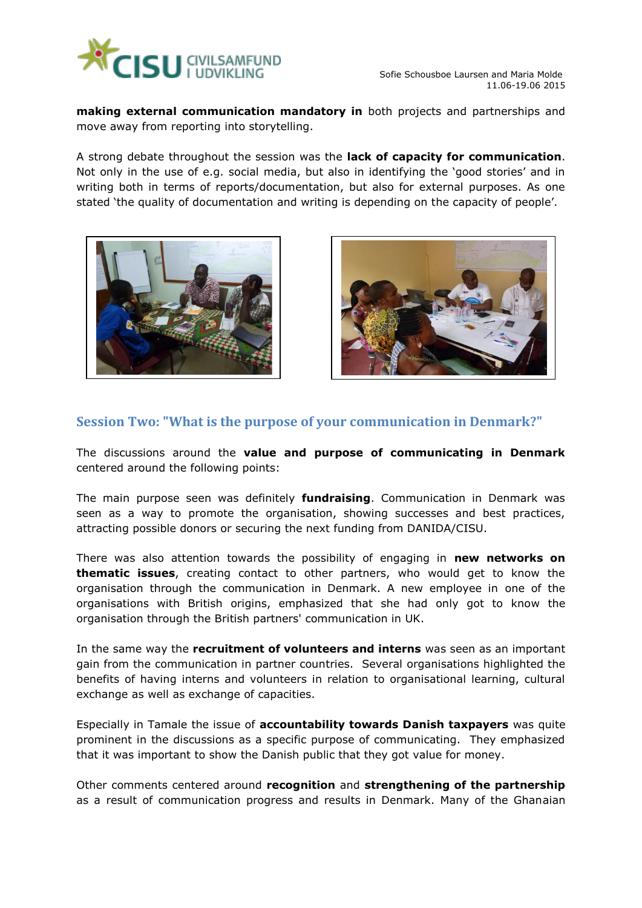**making external communication mandatory in** both projects and partnerships and move away from reporting into storytelling.

A strong debate throughout the session was the **lack of capacity for communication**. Not only in the use of e.g. social media, but also in identifying the 'good stories' and in writing both in terms of reports/documentation, but also for external purposes. As one stated 'the quality of documentation and writing is depending on the capacity of people'.

## Session Two: "What is the purpose of your communication in Denmark?"

The discussions around the **value and purpose of communicating in Denmark** centered around the following points:

The main purpose seen was definitely **fundraising**. Communication in Denmark was seen as a way to promote the organisation, showing successes and best practices, attracting possible donors or securing the next funding from DANIDA/CISU.

There was also attention towards the possibility of engaging in **new networks on thematic issues**, creating contact to other partners, who would get to know the organisation through the communication in Denmark. A new employee in one of the organisations with British origins, emphasized that she had only got to know the organisation through the British partners' communication in UK.

In the same way the **recruitment of volunteers and interns** was seen as an important gain from the communication in partner countries. Several organisations highlighted the benefits of having interns and volunteers in relation to organisational learning, cultural exchange as well as exchange of capacities.

Especially in Tamale the issue of **accountability towards Danish taxpayers** was quite prominent in the discussions as a specific purpose of communicating. They emphasized that it was important to show the Danish public that they got value for money.

Other comments centered around **recognition** and **strengthening of the partnership** as a result of communication progress and results in Denmark. Many of the Ghanaian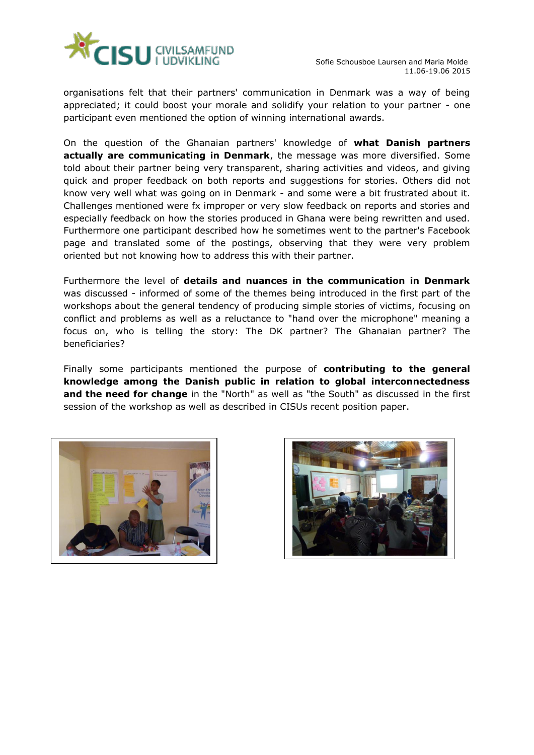organisations felt that their partners' communication in Denmark was a way of being appreciated; it could boost your morale and solidify your relation to your partner - one participant even mentioned the option of winning international awards.

On the question of the Ghanaian partners' knowledge of **what Danish partners actually are communicating in Denmark**, the message was more diversified. Some told about their partner being very transparent, sharing activities and videos, and giving quick and proper feedback on both reports and suggestions for stories. Others did not know very well what was going on in Denmark - and some were a bit frustrated about it. Challenges mentioned were fx improper or very slow feedback on reports and stories and especially feedback on how the stories produced in Ghana were being rewritten and used. Furthermore one participant described how he sometimes went to the partner's Facebook page and translated some of the postings, observing that they were very problem oriented but not knowing how to address this with their partner.

Furthermore the level of **details and nuances in the communication in Denmark** was discussed - informed of some of the themes being introduced in the first part of the workshops about the general tendency of producing simple stories of victims, focusing on conflict and problems as well as a reluctance to "hand over the microphone" meaning a focus on, who is telling the story: The DK partner? The Ghanaian partner? The beneficiaries?

Finally some participants mentioned the purpose of **contributing to the general knowledge among the Danish public in relation to global interconnectedness and the need for change** in the "North" as well as "the South" as discussed in the first session of the workshop as well as described in CISUs recent position paper.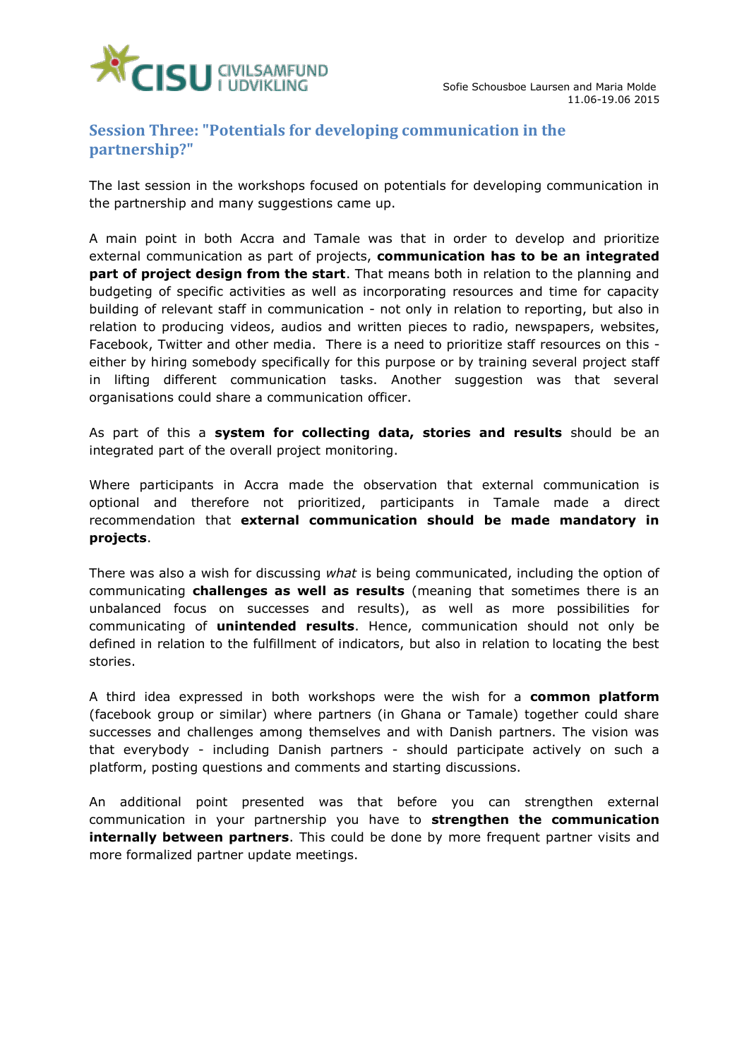## Session Three: "Potentials for developing communication in the partnership?"

The last session in the workshops focused on potentials for developing communication in the partnership and many suggestions came up.

A main point in both Accra and Tamale was that in order to develop and prioritize external communication as part of projects, **communication has to be an integrated part of project design from the start**. That means both in relation to the planning and budgeting of specific activities as well as incorporating resources and time for capacity building of relevant staff in communication - not only in relation to reporting, but also in relation to producing videos, audios and written pieces to radio, newspapers, websites, Facebook, Twitter and other media. There is a need to prioritize staff resources on this - either by hiring somebody specifically for this purpose or by training several project staff in lifting different communication tasks. Another suggestion was that several organisations could share a communication officer.

As part of this a **system for collecting data, stories and results** should be an integrated part of the overall project monitoring.

Where participants in Accra made the observation that external communication is optional and therefore not prioritized, participants in Tamale made a direct recommendation that **external communication should be made mandatory in projects**.

There was also a wish for discussing *what* is being communicated, including the option of communicating **challenges as well as results** (meaning that sometimes there is an unbalanced focus on successes and results), as well as more possibilities for communicating of **unintended results**. Hence, communication should not only be defined in relation to the fulfillment of indicators, but also in relation to locating the best stories.

A third idea expressed in both workshops were the wish for a **common platform** (facebook group or similar) where partners (in Ghana or Tamale) together could share successes and challenges among themselves and with Danish partners. The vision was that everybody - including Danish partners - should participate actively on such a platform, posting questions and comments and starting discussions.

An additional point presented was that before you can strengthen external communication in your partnership you have to **strengthen the communication internally between partners**. This could be done by more frequent partner visits and more formalized partner update meetings.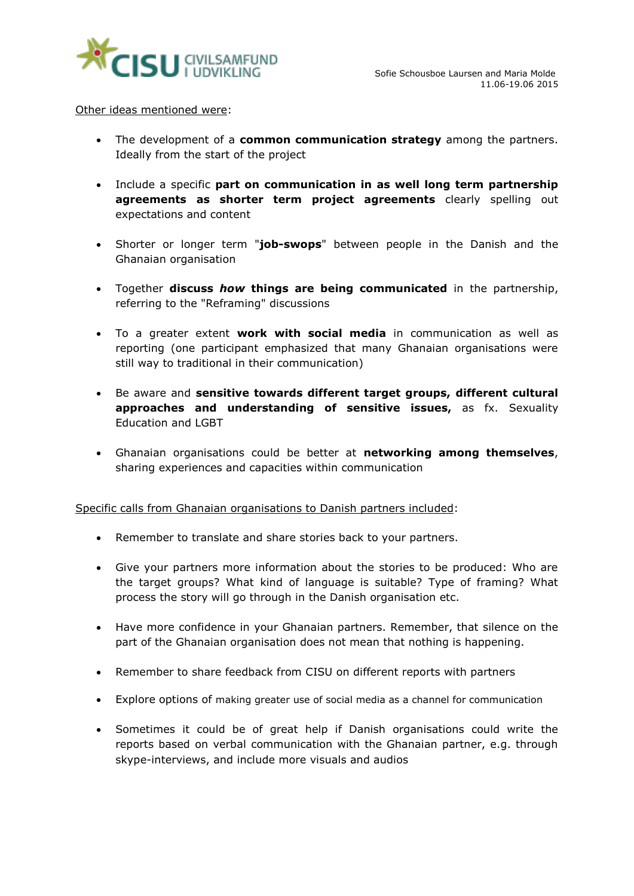Other ideas mentioned were:

- The development of a **common communication strategy** among the partners. Ideally from the start of the project
- Include a specific **part on communication in as well long term partnership agreements as shorter term project agreements** clearly spelling out expectations and content
- Shorter or longer term "**job-swops**" between people in the Danish and the Ghanaian organisation
- Together **discuss *how* things are being communicated** in the partnership, referring to the "Reframing" discussions
- To a greater extent **work with social media** in communication as well as reporting (one participant emphasized that many Ghanaian organisations were still way to traditional in their communication)
- Be aware and **sensitive towards different target groups, different cultural approaches and understanding of sensitive issues,** as fx. Sexuality Education and LGBT
- Ghanaian organisations could be better at **networking among themselves**, sharing experiences and capacities within communication

Specific calls from Ghanaian organisations to Danish partners included:

- Remember to translate and share stories back to your partners.
- Give your partners more information about the stories to be produced: Who are the target groups? What kind of language is suitable? Type of framing? What process the story will go through in the Danish organisation etc.
- Have more confidence in your Ghanaian partners. Remember, that silence on the part of the Ghanaian organisation does not mean that nothing is happening.
- Remember to share feedback from CISU on different reports with partners
- Explore options of making greater use of social media as a channel for communication
- Sometimes it could be of great help if Danish organisations could write the reports based on verbal communication with the Ghanaian partner, e.g. through skype-interviews, and include more visuals and audios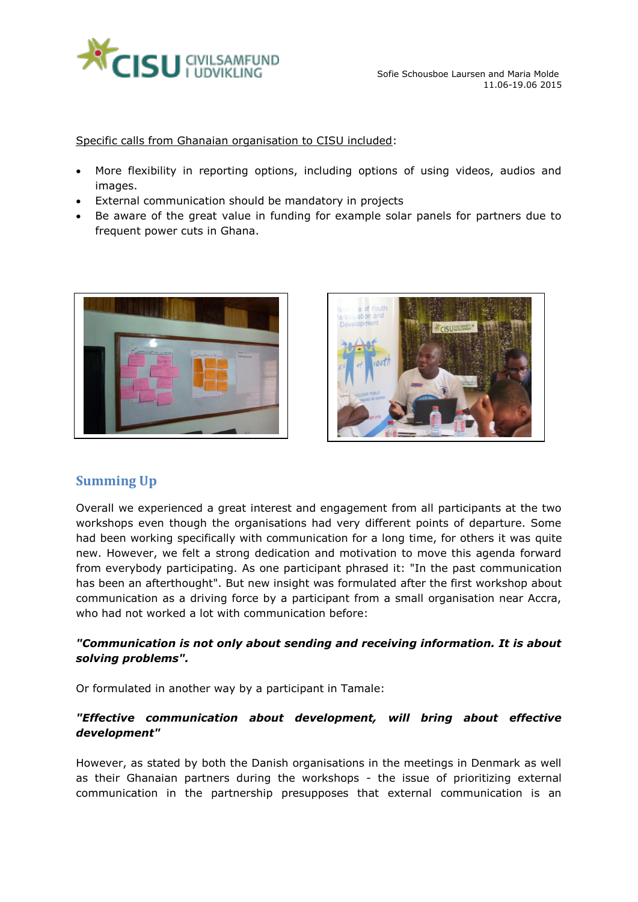Specific calls from Ghanaian organisation to CISU included:

- More flexibility in reporting options, including options of using videos, audios and images.
- External communication should be mandatory in projects
- Be aware of the great value in funding for example solar panels for partners due to frequent power cuts in Ghana.

## Summing Up

Overall we experienced a great interest and engagement from all participants at the two workshops even though the organisations had very different points of departure. Some had been working specifically with communication for a long time, for others it was quite new. However, we felt a strong dedication and motivation to move this agenda forward from everybody participating. As one participant phrased it: "In the past communication has been an afterthought". But new insight was formulated after the first workshop about communication as a driving force by a participant from a small organisation near Accra, who had not worked a lot with communication before:

***"Communication is not only about sending and receiving information. It is about solving problems".***

Or formulated in another way by a participant in Tamale:

***"Effective communication about development, will bring about effective development"***

However, as stated by both the Danish organisations in the meetings in Denmark as well as their Ghanaian partners during the workshops - the issue of prioritizing external communication in the partnership presupposes that external communication is an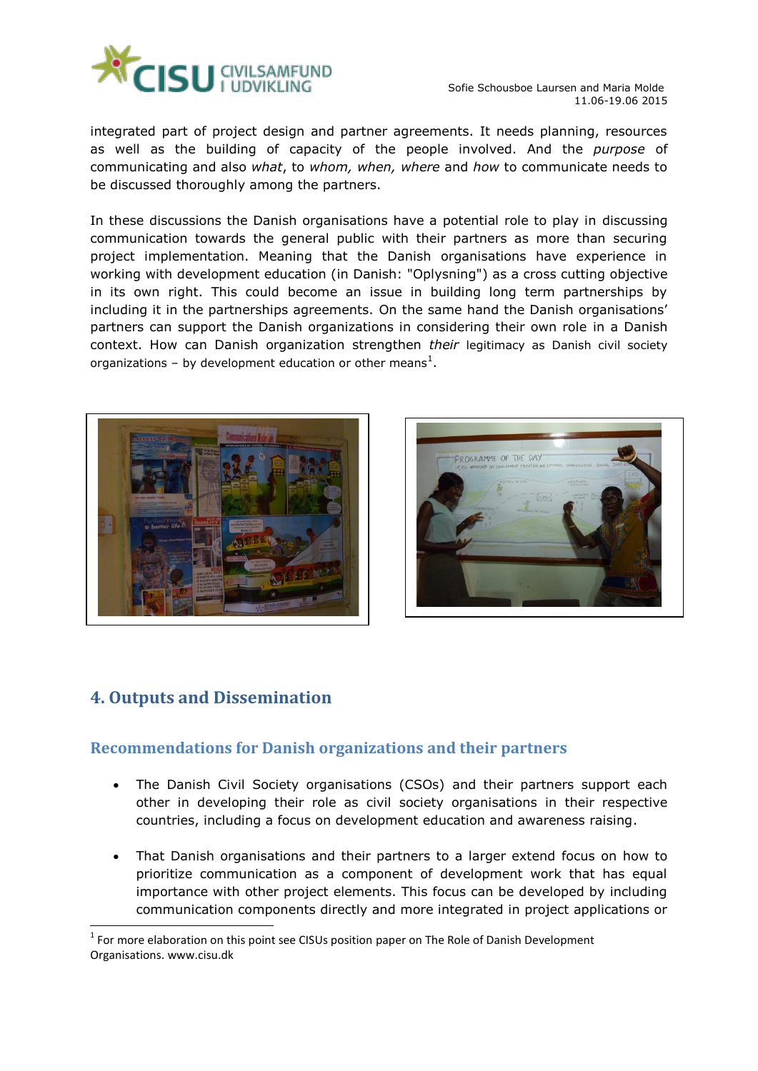integrated part of project design and partner agreements. It needs planning, resources as well as the building of capacity of the people involved. And the *purpose* of communicating and also *what*, to *whom, when, where* and *how* to communicate needs to be discussed thoroughly among the partners.

In these discussions the Danish organisations have a potential role to play in discussing communication towards the general public with their partners as more than securing project implementation. Meaning that the Danish organisations have experience in working with development education (in Danish: "Oplysning") as a cross cutting objective in its own right. This could become an issue in building long term partnerships by including it in the partnerships agreements. On the same hand the Danish organisations' partners can support the Danish organizations in considering their own role in a Danish context. How can Danish organization strengthen *their* legitimacy as Danish civil society organizations – by development education or other means[1].

## 4. Outputs and Dissemination

### Recommendations for Danish organizations and their partners

- The Danish Civil Society organisations (CSOs) and their partners support each other in developing their role as civil society organisations in their respective countries, including a focus on development education and awareness raising.
- That Danish organisations and their partners to a larger extend focus on how to prioritize communication as a component of development work that has equal importance with other project elements. This focus can be developed by including communication components directly and more integrated in project applications or

[1] For more elaboration on this point see CISUs position paper on The Role of Danish Development Organisations. www.cisu.dk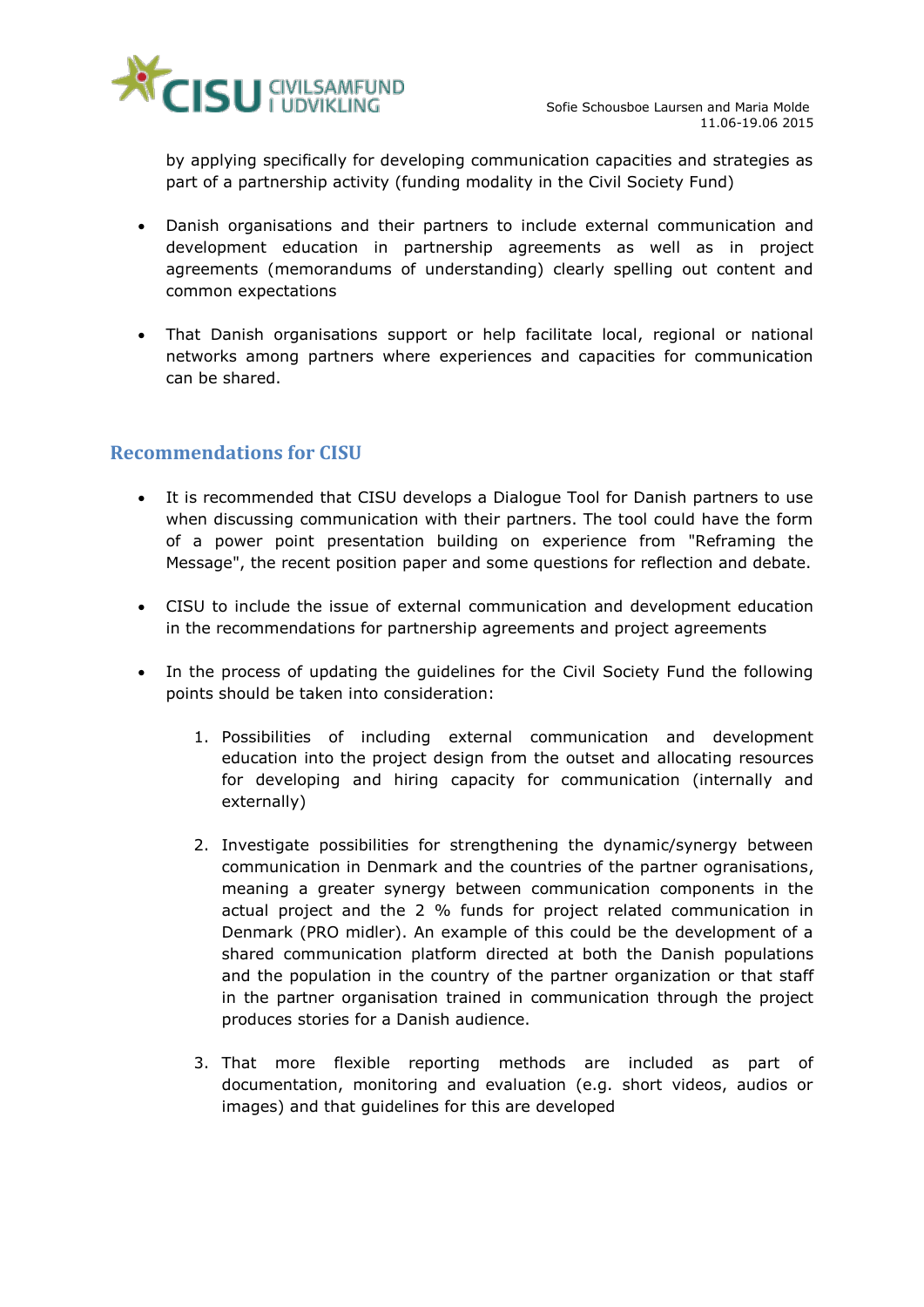by applying specifically for developing communication capacities and strategies as part of a partnership activity (funding modality in the Civil Society Fund)

- Danish organisations and their partners to include external communication and development education in partnership agreements as well as in project agreements (memorandums of understanding) clearly spelling out content and common expectations

- That Danish organisations support or help facilitate local, regional or national networks among partners where experiences and capacities for communication can be shared.

## Recommendations for CISU

- It is recommended that CISU develops a Dialogue Tool for Danish partners to use when discussing communication with their partners. The tool could have the form of a power point presentation building on experience from "Reframing the Message", the recent position paper and some questions for reflection and debate.

- CISU to include the issue of external communication and development education in the recommendations for partnership agreements and project agreements

- In the process of updating the guidelines for the Civil Society Fund the following points should be taken into consideration:

    1. Possibilities of including external communication and development education into the project design from the outset and allocating resources for developing and hiring capacity for communication (internally and externally)

    2. Investigate possibilities for strengthening the dynamic/synergy between communication in Denmark and the countries of the partner ogranisations, meaning a greater synergy between communication components in the actual project and the 2 % funds for project related communication in Denmark (PRO midler). An example of this could be the development of a shared communication platform directed at both the Danish populations and the population in the country of the partner organization or that staff in the partner organisation trained in communication through the project produces stories for a Danish audience.

    3. That more flexible reporting methods are included as part of documentation, monitoring and evaluation (e.g. short videos, audios or images) and that guidelines for this are developed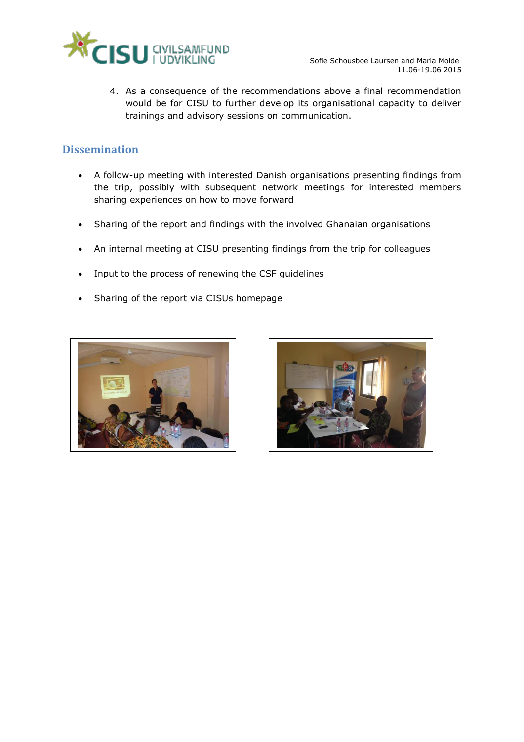4. As a consequence of the recommendations above a final recommendation would be for CISU to further develop its organisational capacity to deliver trainings and advisory sessions on communication.

## Dissemination

- A follow-up meeting with interested Danish organisations presenting findings from the trip, possibly with subsequent network meetings for interested members sharing experiences on how to move forward
- Sharing of the report and findings with the involved Ghanaian organisations
- An internal meeting at CISU presenting findings from the trip for colleagues
- Input to the process of renewing the CSF guidelines
- Sharing of the report via CISUs homepage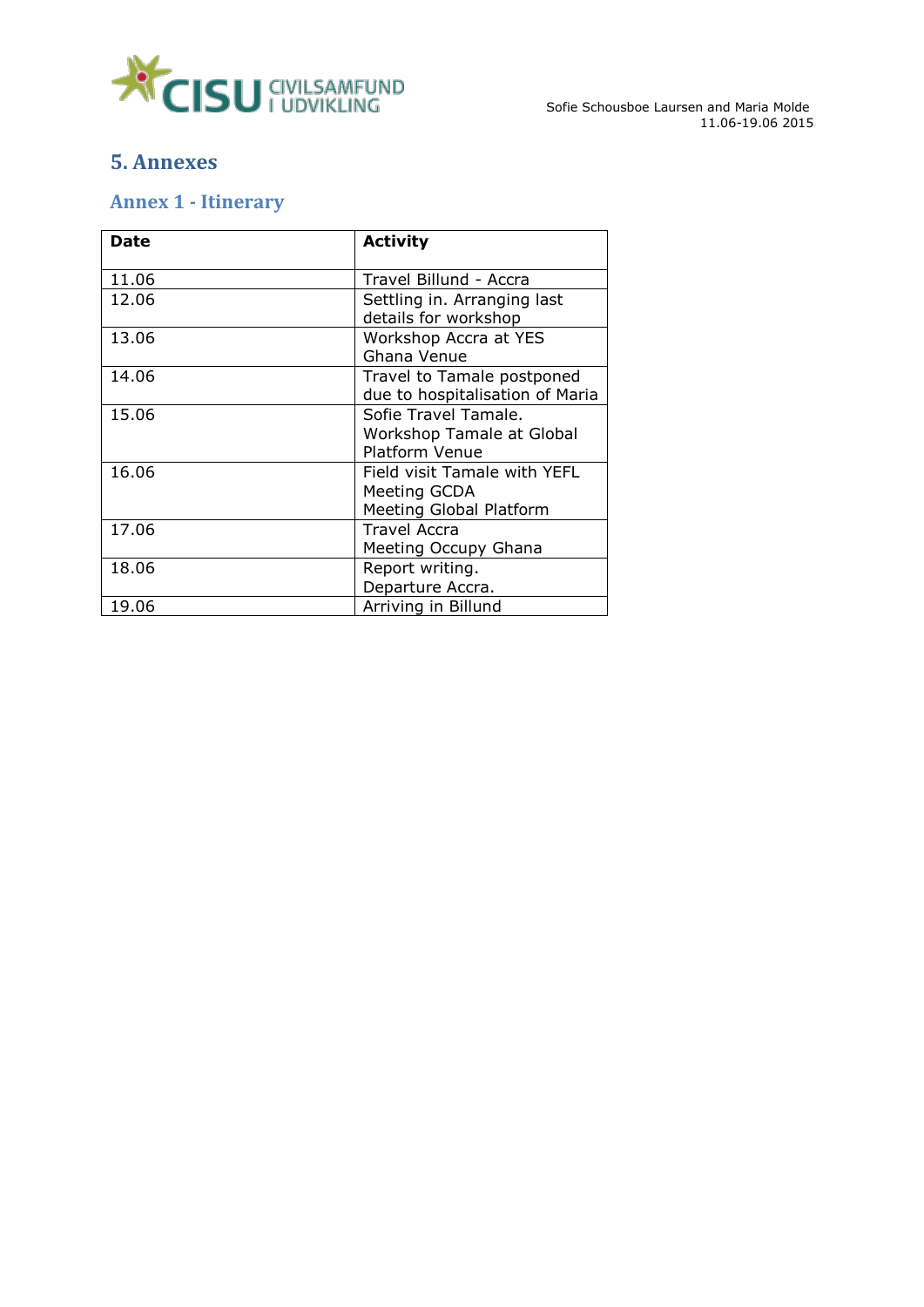## 5. Annexes

### Annex 1 - Itinerary

| Date | Activity |
|---|---|
| 11.06 | Travel Billund - Accra |
| 12.06 | Settling in. Arranging last details for workshop |
| 13.06 | Workshop Accra at YES Ghana Venue |
| 14.06 | Travel to Tamale postponed due to hospitalisation of Maria |
| 15.06 | Sofie Travel Tamale. Workshop Tamale at Global Platform Venue |
| 16.06 | Field visit Tamale with YEFL Meeting GCDA Meeting Global Platform |
| 17.06 | Travel Accra Meeting Occupy Ghana |
| 18.06 | Report writing. Departure Accra. |
| 19.06 | Arriving in Billund |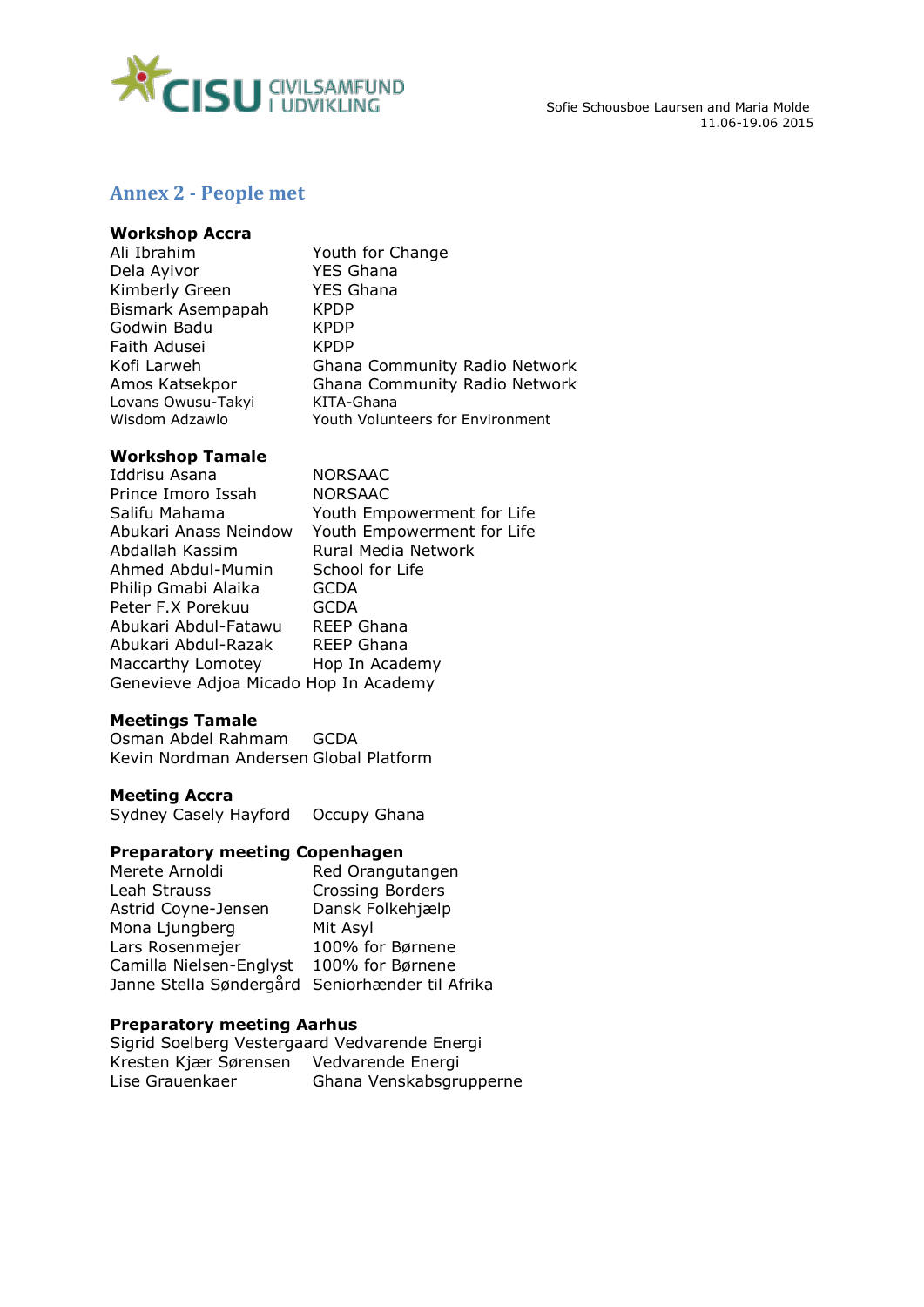## Annex 2 - People met

**Workshop Accra**

| | |
|---|---|
| Ali Ibrahim | Youth for Change |
| Dela Ayivor | YES Ghana |
| Kimberly Green | YES Ghana |
| Bismark Asempapah | KPDP |
| Godwin Badu | KPDP |
| Faith Adusei | KPDP |
| Kofi Larweh | Ghana Community Radio Network |
| Amos Katsekpor | Ghana Community Radio Network |
| Lovans Owusu-Takyi | KITA-Ghana |
| Wisdom Adzawlo | Youth Volunteers for Environment |

**Workshop Tamale**

| | |
|---|---|
| Iddrisu Asana | NORSAAC |
| Prince Imoro Issah | NORSAAC |
| Salifu Mahama | Youth Empowerment for Life |
| Abukari Anass Neindow | Youth Empowerment for Life |
| Abdallah Kassim | Rural Media Network |
| Ahmed Abdul-Mumin | School for Life |
| Philip Gmabi Alaika | GCDA |
| Peter F.X Porekuu | GCDA |
| Abukari Abdul-Fatawu | REEP Ghana |
| Abukari Abdul-Razak | REEP Ghana |
| Maccarthy Lomotey | Hop In Academy |
| Genevieve Adjoa Micado | Hop In Academy |

**Meetings Tamale**

| | |
|---|---|
| Osman Abdel Rahmam | GCDA |
| Kevin Nordman Andersen | Global Platform |

**Meeting Accra**

| | |
|---|---|
| Sydney Casely Hayford | Occupy Ghana |

**Preparatory meeting Copenhagen**

| | |
|---|---|
| Merete Arnoldi | Red Orangutangen |
| Leah Strauss | Crossing Borders |
| Astrid Coyne-Jensen | Dansk Folkehjælp |
| Mona Ljungberg | Mit Asyl |
| Lars Rosenmejer | 100% for Børnene |
| Camilla Nielsen-Englyst | 100% for Børnene |
| Janne Stella Søndergård | Seniorhænder til Afrika |

**Preparatory meeting Aarhus**

| | |
|---|---|
| Sigrid Soelberg Vestergaard | Vedvarende Energi |
| Kresten Kjær Sørensen | Vedvarende Energi |
| Lise Grauenkaer | Ghana Venskabsgrupperne |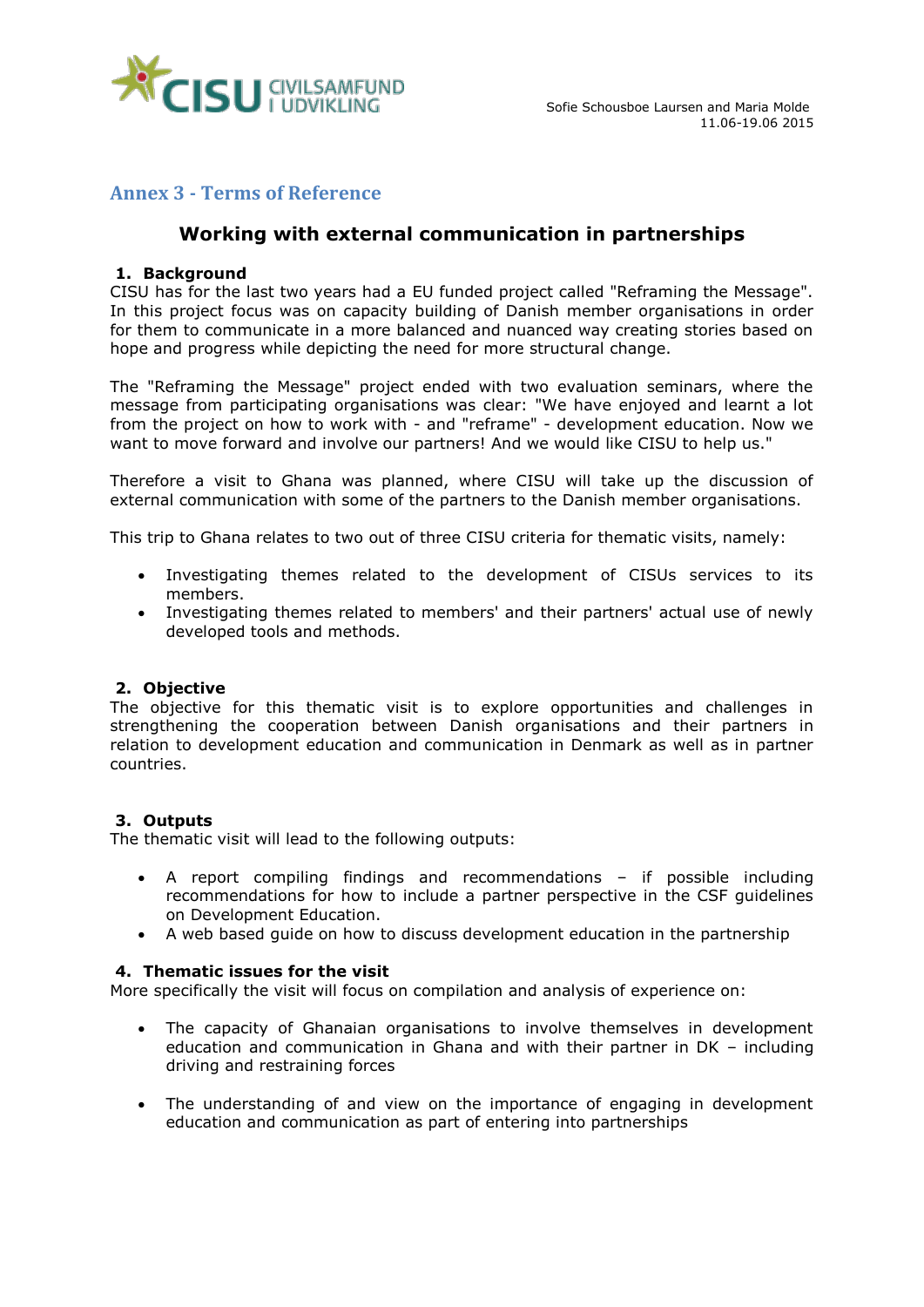Sofie Schousboe Laursen and Maria Molde
11.06-19.06 2015

## Annex 3 - Terms of Reference

### Working with external communication in partnerships

**1. Background**

CISU has for the last two years had a EU funded project called "Reframing the Message". In this project focus was on capacity building of Danish member organisations in order for them to communicate in a more balanced and nuanced way creating stories based on hope and progress while depicting the need for more structural change.

The "Reframing the Message" project ended with two evaluation seminars, where the message from participating organisations was clear: "We have enjoyed and learnt a lot from the project on how to work with - and "reframe" - development education. Now we want to move forward and involve our partners! And we would like CISU to help us."

Therefore a visit to Ghana was planned, where CISU will take up the discussion of external communication with some of the partners to the Danish member organisations.

This trip to Ghana relates to two out of three CISU criteria for thematic visits, namely:

- Investigating themes related to the development of CISUs services to its members.
- Investigating themes related to members' and their partners' actual use of newly developed tools and methods.

**2. Objective**

The objective for this thematic visit is to explore opportunities and challenges in strengthening the cooperation between Danish organisations and their partners in relation to development education and communication in Denmark as well as in partner countries.

**3. Outputs**

The thematic visit will lead to the following outputs:

- A report compiling findings and recommendations – if possible including recommendations for how to include a partner perspective in the CSF guidelines on Development Education.
- A web based guide on how to discuss development education in the partnership

**4. Thematic issues for the visit**

More specifically the visit will focus on compilation and analysis of experience on:

- The capacity of Ghanaian organisations to involve themselves in development education and communication in Ghana and with their partner in DK – including driving and restraining forces
- The understanding of and view on the importance of engaging in development education and communication as part of entering into partnerships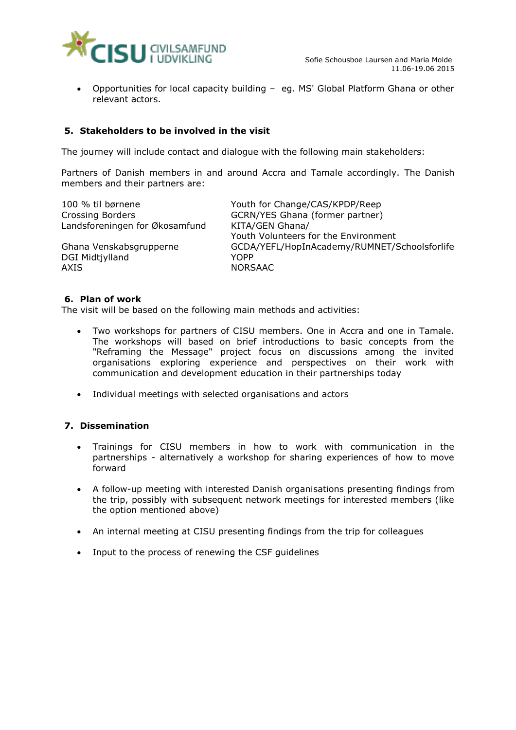- Opportunities for local capacity building – eg. MS' Global Platform Ghana or other relevant actors.

## 5. Stakeholders to be involved in the visit

The journey will include contact and dialogue with the following main stakeholders:

Partners of Danish members in and around Accra and Tamale accordingly. The Danish members and their partners are:

| | |
|---|---|
| 100 % til børnene | Youth for Change/CAS/KPDP/Reep |
| Crossing Borders | GCRN/YES Ghana (former partner) |
| Landsforeningen for Økosamfund | KITA/GEN Ghana/ Youth Volunteers for the Environment |
| Ghana Venskabsgrupperne | GCDA/YEFL/HopInAcademy/RUMNET/Schoolsforlife |
| DGI Midtjylland | YOPP |
| AXIS | NORSAAC |

## 6. Plan of work

The visit will be based on the following main methods and activities:

- Two workshops for partners of CISU members. One in Accra and one in Tamale. The workshops will based on brief introductions to basic concepts from the "Reframing the Message" project focus on discussions among the invited organisations exploring experience and perspectives on their work with communication and development education in their partnerships today

- Individual meetings with selected organisations and actors

## 7. Dissemination

- Trainings for CISU members in how to work with communication in the partnerships - alternatively a workshop for sharing experiences of how to move forward

- A follow-up meeting with interested Danish organisations presenting findings from the trip, possibly with subsequent network meetings for interested members (like the option mentioned above)

- An internal meeting at CISU presenting findings from the trip for colleagues

- Input to the process of renewing the CSF guidelines